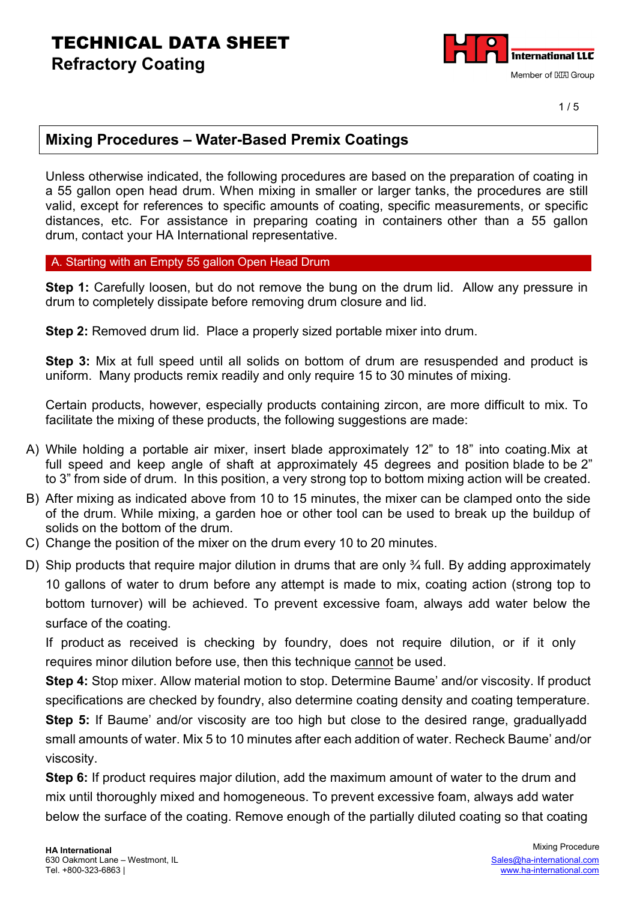# TECHNICAL DATA SHEET

## Refractory Coating

### Mixing Procedures – Water-Based Premix Coatings

Unless otherwise indicated, the following procedures are based on the preparation of coating in a 55 gallon open head drum. When mixing in smaller or larger tanks, the procedures are still valid, except for references to specific amounts of coating, specific measurements, or specific distances, etc. For assistance in preparing coating in containers other than a 55 gallon drum, contact your HA International representative.

#### A. Starting with an Empty 55 gallon Open Head Drum

**Step 1:** Carefully loosen, but do not remove the bung on the drum lid. Allow any pressure in drum to completely dissipate before removing drum closure and lid.

**Step 2:** Removed drum lid. Place a properly sized portable mixer into drum.

**Step 3:** Mix at full speed until all solids on bottom of drum are resuspended and product is uniform. Many products remix readily and only require 15 to 30 minutes of mixing.

Certain products, however, especially products containing zircon, are more difficult to mix. To facilitate the mixing of these products, the following suggestions are made:

A) While holding a portable air mixer, insert blade approximately 12" to 18" into coating.Mix at full speed and keep angle of shaft at approximately 45 degrees and position blade to be 2" to 3" from side of drum. In this position, a very strong top to bottom mixing action will be created.
B) After mixing as indicated above from 10 to 15 minutes, the mixer can be clamped onto the side of the drum. While mixing, a garden hoe or other tool can be used to break up the buildup of solids on the bottom of the drum.
C) Change the position of the mixer on the drum every 10 to 20 minutes.
D) Ship products that require major dilution in drums that are only ¾ full. By adding approximately 10 gallons of water to drum before any attempt is made to mix, coating action (strong top to bottom turnover) will be achieved. To prevent excessive foam, always add water below the surface of the coating.

If product as received is checking by foundry, does not require dilution, or if it only requires minor dilution before use, then this technique cannot be used.

**Step 4:** Stop mixer. Allow material motion to stop. Determine Baume' and/or viscosity. If product specifications are checked by foundry, also determine coating density and coating temperature.

**Step 5:** If Baume' and/or viscosity are too high but close to the desired range, graduallyadd small amounts of water. Mix 5 to 10 minutes after each addition of water. Recheck Baume' and/or viscosity.

**Step 6:** If product requires major dilution, add the maximum amount of water to the drum and mix until thoroughly mixed and homogeneous. To prevent excessive foam, always add water below the surface of the coating. Remove enough of the partially diluted coating so that coating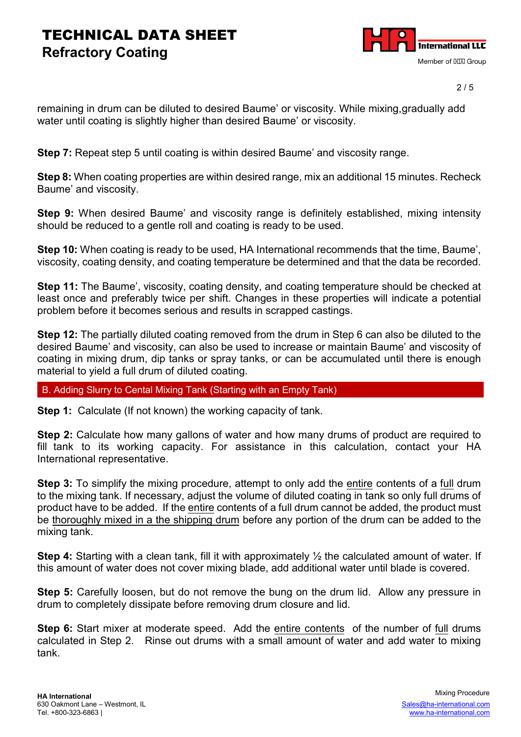remaining in drum can be diluted to desired Baume' or viscosity. While mixing,gradually add water until coating is slightly higher than desired Baume' or viscosity.

**Step 7:** Repeat step 5 until coating is within desired Baume' and viscosity range.

**Step 8:** When coating properties are within desired range, mix an additional 15 minutes. Recheck Baume' and viscosity.

**Step 9:** When desired Baume' and viscosity range is definitely established, mixing intensity should be reduced to a gentle roll and coating is ready to be used.

**Step 10:** When coating is ready to be used, HA International recommends that the time, Baume', viscosity, coating density, and coating temperature be determined and that the data be recorded.

**Step 11:** The Baume', viscosity, coating density, and coating temperature should be checked at least once and preferably twice per shift. Changes in these properties will indicate a potential problem before it becomes serious and results in scrapped castings.

**Step 12:** The partially diluted coating removed from the drum in Step 6 can also be diluted to the desired Baume' and viscosity, can also be used to increase or maintain Baume' and viscosity of coating in mixing drum, dip tanks or spray tanks, or can be accumulated until there is enough material to yield a full drum of diluted coating.

## B. Adding Slurry to Cental Mixing Tank (Starting with an Empty Tank)

**Step 1:** Calculate (If not known) the working capacity of tank.

**Step 2:** Calculate how many gallons of water and how many drums of product are required to fill tank to its working capacity. For assistance in this calculation, contact your HA International representative.

**Step 3:** To simplify the mixing procedure, attempt to only add the entire contents of a full drum to the mixing tank. If necessary, adjust the volume of diluted coating in tank so only full drums of product have to be added. If the entire contents of a full drum cannot be added, the product must be thoroughly mixed in a the shipping drum before any portion of the drum can be added to the mixing tank.

**Step 4:** Starting with a clean tank, fill it with approximately ½ the calculated amount of water. If this amount of water does not cover mixing blade, add additional water until blade is covered.

**Step 5:** Carefully loosen, but do not remove the bung on the drum lid. Allow any pressure in drum to completely dissipate before removing drum closure and lid.

**Step 6:** Start mixer at moderate speed. Add the entire contents of the number of full drums calculated in Step 2. Rinse out drums with a small amount of water and add water to mixing tank.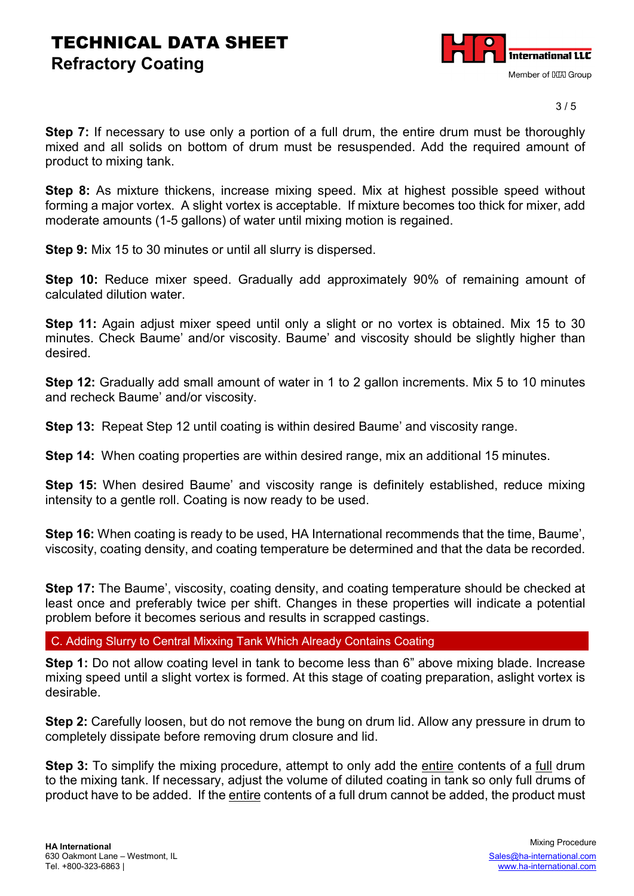**Step 7:** If necessary to use only a portion of a full drum, the entire drum must be thoroughly mixed and all solids on bottom of drum must be resuspended. Add the required amount of product to mixing tank.

**Step 8:** As mixture thickens, increase mixing speed. Mix at highest possible speed without forming a major vortex. A slight vortex is acceptable. If mixture becomes too thick for mixer, add moderate amounts (1-5 gallons) of water until mixing motion is regained.

**Step 9:** Mix 15 to 30 minutes or until all slurry is dispersed.

**Step 10:** Reduce mixer speed. Gradually add approximately 90% of remaining amount of calculated dilution water.

**Step 11:** Again adjust mixer speed until only a slight or no vortex is obtained. Mix 15 to 30 minutes. Check Baume' and/or viscosity. Baume' and viscosity should be slightly higher than desired.

**Step 12:** Gradually add small amount of water in 1 to 2 gallon increments. Mix 5 to 10 minutes and recheck Baume' and/or viscosity.

**Step 13:** Repeat Step 12 until coating is within desired Baume' and viscosity range.

**Step 14:** When coating properties are within desired range, mix an additional 15 minutes.

**Step 15:** When desired Baume' and viscosity range is definitely established, reduce mixing intensity to a gentle roll. Coating is now ready to be used.

**Step 16:** When coating is ready to be used, HA International recommends that the time, Baume', viscosity, coating density, and coating temperature be determined and that the data be recorded.

**Step 17:** The Baume', viscosity, coating density, and coating temperature should be checked at least once and preferably twice per shift. Changes in these properties will indicate a potential problem before it becomes serious and results in scrapped castings.

## C. Adding Slurry to Central Mixxing Tank Which Already Contains Coating

**Step 1:** Do not allow coating level in tank to become less than 6" above mixing blade. Increase mixing speed until a slight vortex is formed. At this stage of coating preparation, aslight vortex is desirable.

**Step 2:** Carefully loosen, but do not remove the bung on drum lid. Allow any pressure in drum to completely dissipate before removing drum closure and lid.

**Step 3:** To simplify the mixing procedure, attempt to only add the entire contents of a full drum to the mixing tank. If necessary, adjust the volume of diluted coating in tank so only full drums of product have to be added. If the entire contents of a full drum cannot be added, the product must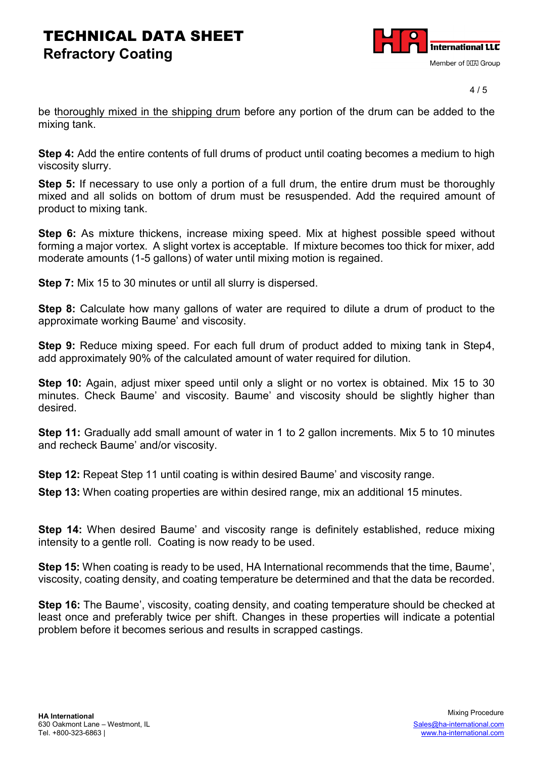be thoroughly mixed in the shipping drum before any portion of the drum can be added to the mixing tank.

**Step 4:** Add the entire contents of full drums of product until coating becomes a medium to high viscosity slurry.

**Step 5:** If necessary to use only a portion of a full drum, the entire drum must be thoroughly mixed and all solids on bottom of drum must be resuspended. Add the required amount of product to mixing tank.

**Step 6:** As mixture thickens, increase mixing speed. Mix at highest possible speed without forming a major vortex. A slight vortex is acceptable. If mixture becomes too thick for mixer, add moderate amounts (1-5 gallons) of water until mixing motion is regained.

**Step 7:** Mix 15 to 30 minutes or until all slurry is dispersed.

**Step 8:** Calculate how many gallons of water are required to dilute a drum of product to the approximate working Baume' and viscosity.

**Step 9:** Reduce mixing speed. For each full drum of product added to mixing tank in Step4, add approximately 90% of the calculated amount of water required for dilution.

**Step 10:** Again, adjust mixer speed until only a slight or no vortex is obtained. Mix 15 to 30 minutes. Check Baume' and viscosity. Baume' and viscosity should be slightly higher than desired.

**Step 11:** Gradually add small amount of water in 1 to 2 gallon increments. Mix 5 to 10 minutes and recheck Baume' and/or viscosity.

**Step 12:** Repeat Step 11 until coating is within desired Baume' and viscosity range.

**Step 13:** When coating properties are within desired range, mix an additional 15 minutes.

**Step 14:** When desired Baume' and viscosity range is definitely established, reduce mixing intensity to a gentle roll. Coating is now ready to be used.

**Step 15:** When coating is ready to be used, HA International recommends that the time, Baume', viscosity, coating density, and coating temperature be determined and that the data be recorded.

**Step 16:** The Baume', viscosity, coating density, and coating temperature should be checked at least once and preferably twice per shift. Changes in these properties will indicate a potential problem before it becomes serious and results in scrapped castings.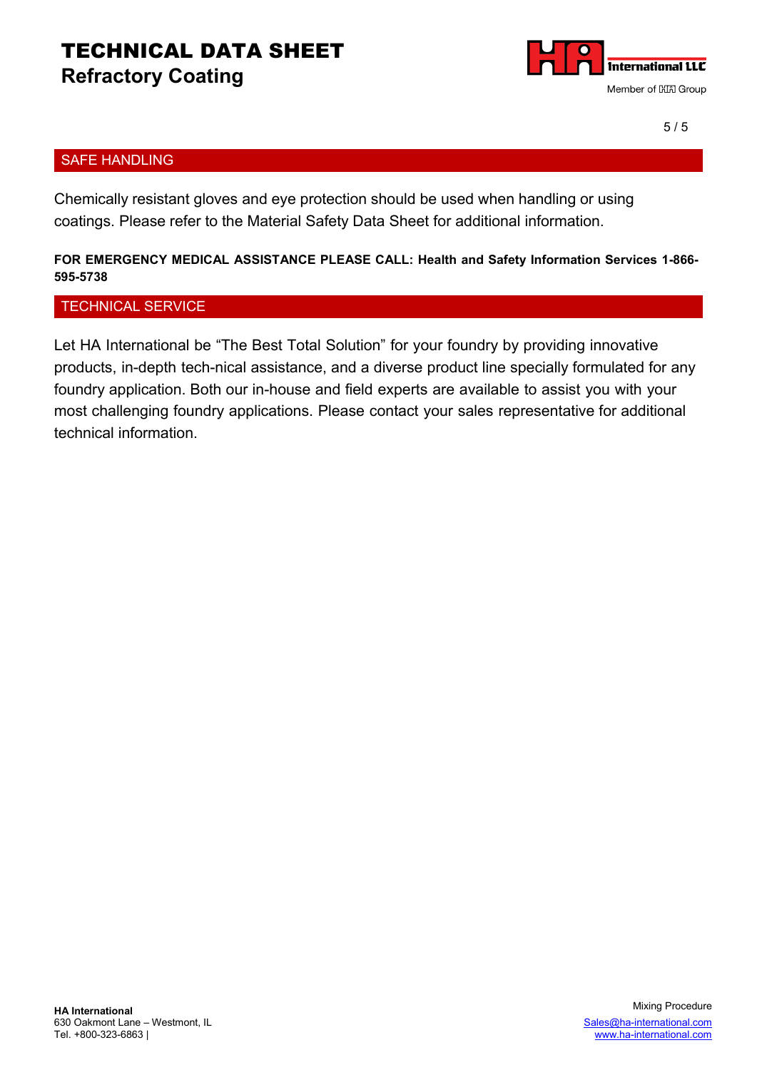## SAFE HANDLING

Chemically resistant gloves and eye protection should be used when handling or using coatings. Please refer to the Material Safety Data Sheet for additional information.

**FOR EMERGENCY MEDICAL ASSISTANCE PLEASE CALL: Health and Safety Information Services 1-866-595-5738**

## TECHNICAL SERVICE

Let HA International be "The Best Total Solution" for your foundry by providing innovative products, in-depth tech-nical assistance, and a diverse product line specially formulated for any foundry application. Both our in-house and field experts are available to assist you with your most challenging foundry applications. Please contact your sales representative for additional technical information.